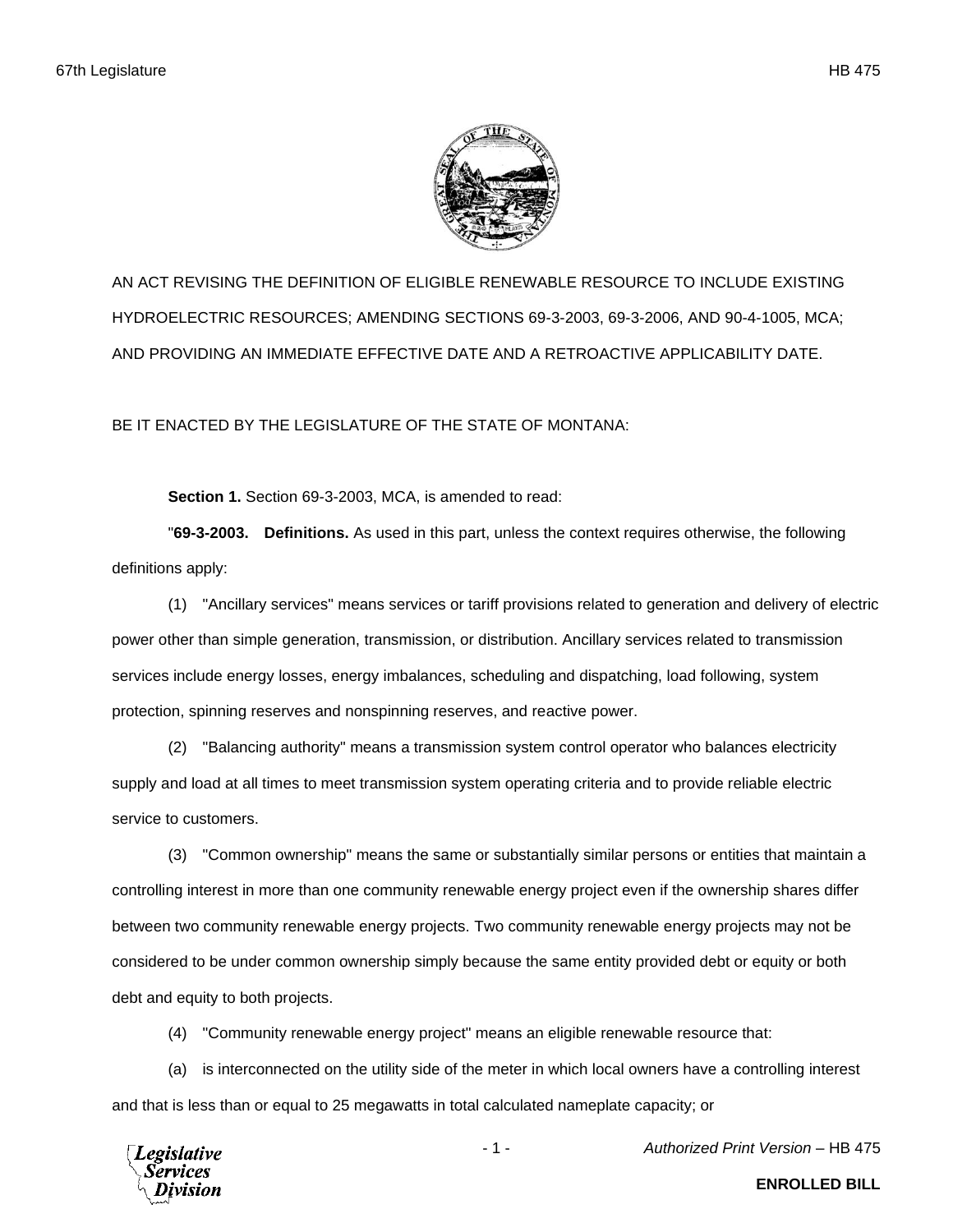AN ACT REVISING THE DEFINITION OF ELIGIBLE RENEWABLE RESOURCE TO INCLUDE EXISTING HYDROELECTRIC RESOURCES; AMENDING SECTIONS 69-3-2003, 69-3-2006, AND 90-4-1005, MCA; AND PROVIDING AN IMMEDIATE EFFECTIVE DATE AND A RETROACTIVE APPLICABILITY DATE.

BE IT ENACTED BY THE LEGISLATURE OF THE STATE OF MONTANA:

**Section 1.** Section 69-3-2003, MCA, is amended to read:

"**69-3-2003. Definitions.** As used in this part, unless the context requires otherwise, the following definitions apply:

(1) "Ancillary services" means services or tariff provisions related to generation and delivery of electric power other than simple generation, transmission, or distribution. Ancillary services related to transmission services include energy losses, energy imbalances, scheduling and dispatching, load following, system protection, spinning reserves and nonspinning reserves, and reactive power.

(2) "Balancing authority" means a transmission system control operator who balances electricity supply and load at all times to meet transmission system operating criteria and to provide reliable electric service to customers.

(3) "Common ownership" means the same or substantially similar persons or entities that maintain a controlling interest in more than one community renewable energy project even if the ownership shares differ between two community renewable energy projects. Two community renewable energy projects may not be considered to be under common ownership simply because the same entity provided debt or equity or both debt and equity to both projects.

(4) "Community renewable energy project" means an eligible renewable resource that:

(a) is interconnected on the utility side of the meter in which local owners have a controlling interest and that is less than or equal to 25 megawatts in total calculated nameplate capacity; or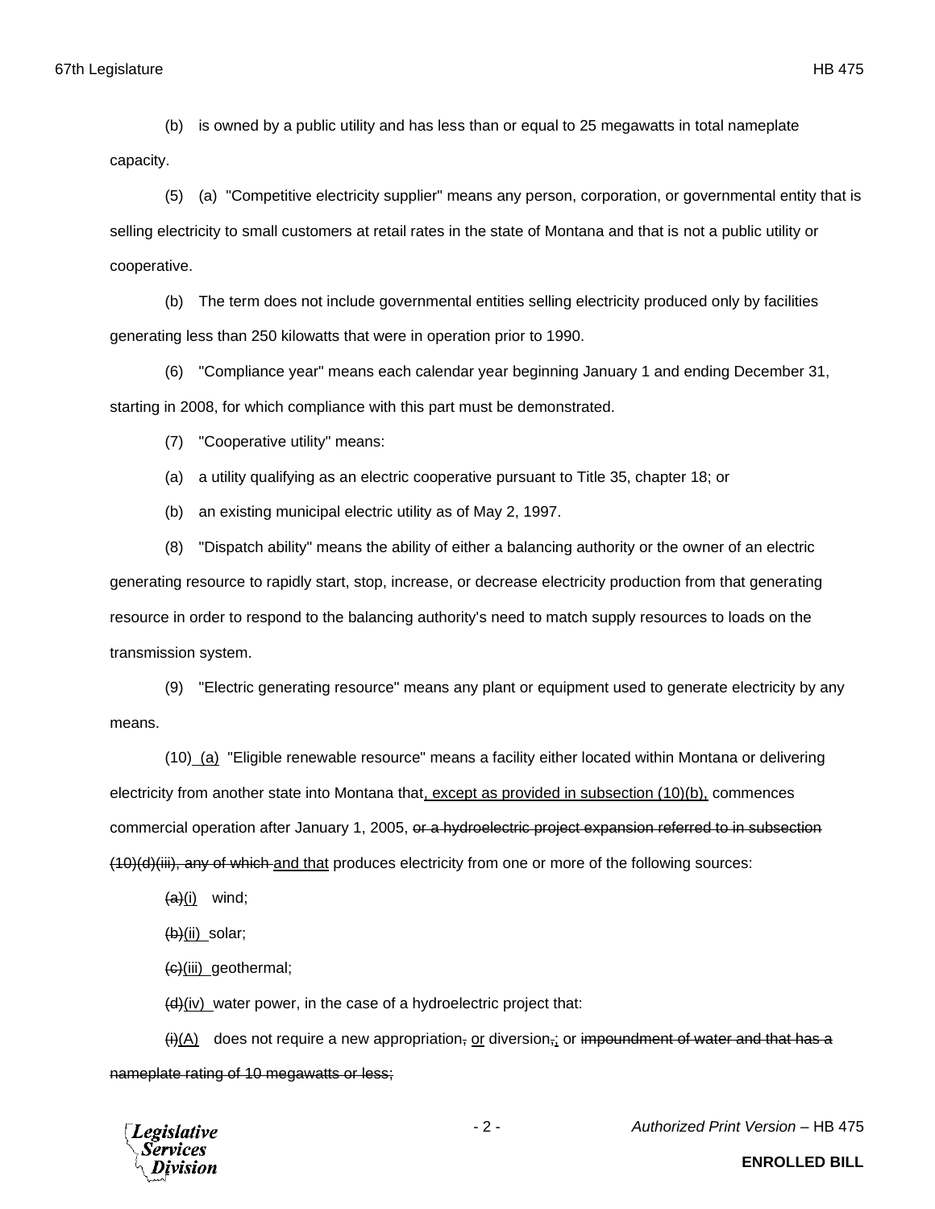(b) is owned by a public utility and has less than or equal to 25 megawatts in total nameplate capacity.

(5) (a) "Competitive electricity supplier" means any person, corporation, or governmental entity that is selling electricity to small customers at retail rates in the state of Montana and that is not a public utility or cooperative.

(b) The term does not include governmental entities selling electricity produced only by facilities generating less than 250 kilowatts that were in operation prior to 1990.

(6) "Compliance year" means each calendar year beginning January 1 and ending December 31, starting in 2008, for which compliance with this part must be demonstrated.

(7) "Cooperative utility" means:

(a) a utility qualifying as an electric cooperative pursuant to Title 35, chapter 18; or

(b) an existing municipal electric utility as of May 2, 1997.

(8) "Dispatch ability" means the ability of either a balancing authority or the owner of an electric generating resource to rapidly start, stop, increase, or decrease electricity production from that generating resource in order to respond to the balancing authority's need to match supply resources to loads on the transmission system.

(9) "Electric generating resource" means any plant or equipment used to generate electricity by any means.

(10) (a) "Eligible renewable resource" means a facility either located within Montana or delivering electricity from another state into Montana that, except as provided in subsection (10)(b), commences commercial operation after January 1, 2005, ~~or a hydroelectric project expansion referred to in subsection (10)(d)(iii), any of which~~ and that produces electricity from one or more of the following sources:

~~(a)~~(i) wind;

~~(b)~~(ii) solar;

~~(c)~~(iii) geothermal;

~~(d)~~(iv) water power, in the case of a hydroelectric project that:

~~(i)~~(A) does not require a new appropriation~~,~~ or diversion~~,~~; or ~~impoundment of water and that has a nameplate rating of 10 megawatts or less;~~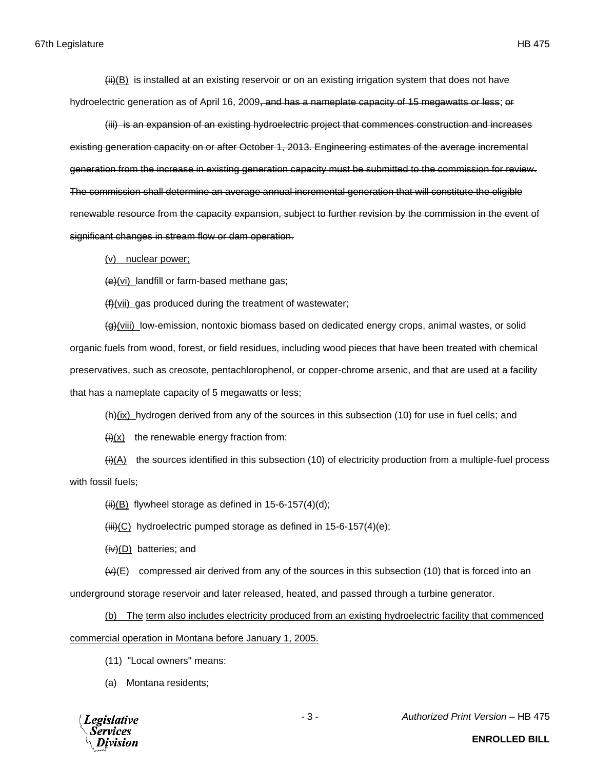~~(ii)~~(B) is installed at an existing reservoir or on an existing irrigation system that does not have hydroelectric generation as of April 16, 2009~~, and has a nameplate capacity of 15 megawatts or less~~; ~~or~~

~~(iii) is an expansion of an existing hydroelectric project that commences construction and increases existing generation capacity on or after October 1, 2013. Engineering estimates of the average incremental generation from the increase in existing generation capacity must be submitted to the commission for review. The commission shall determine an average annual incremental generation that will constitute the eligible renewable resource from the capacity expansion, subject to further revision by the commission in the event of significant changes in stream flow or dam operation.~~

(v) nuclear power;

~~(e)~~(vi) landfill or farm-based methane gas;

~~(f)~~(vii) gas produced during the treatment of wastewater;

~~(g)~~(viii) low-emission, nontoxic biomass based on dedicated energy crops, animal wastes, or solid organic fuels from wood, forest, or field residues, including wood pieces that have been treated with chemical preservatives, such as creosote, pentachlorophenol, or copper-chrome arsenic, and that are used at a facility that has a nameplate capacity of 5 megawatts or less;

~~(h)~~(ix) hydrogen derived from any of the sources in this subsection (10) for use in fuel cells; and

~~(i)~~(x) the renewable energy fraction from:

~~(i)~~(A) the sources identified in this subsection (10) of electricity production from a multiple-fuel process with fossil fuels;

~~(ii)~~(B) flywheel storage as defined in 15-6-157(4)(d);

~~(iii)~~(C) hydroelectric pumped storage as defined in 15-6-157(4)(e);

~~(iv)~~(D) batteries; and

~~(v)~~(E) compressed air derived from any of the sources in this subsection (10) that is forced into an underground storage reservoir and later released, heated, and passed through a turbine generator.

(b) The term also includes electricity produced from an existing hydroelectric facility that commenced commercial operation in Montana before January 1, 2005.

(11) "Local owners" means:

(a) Montana residents;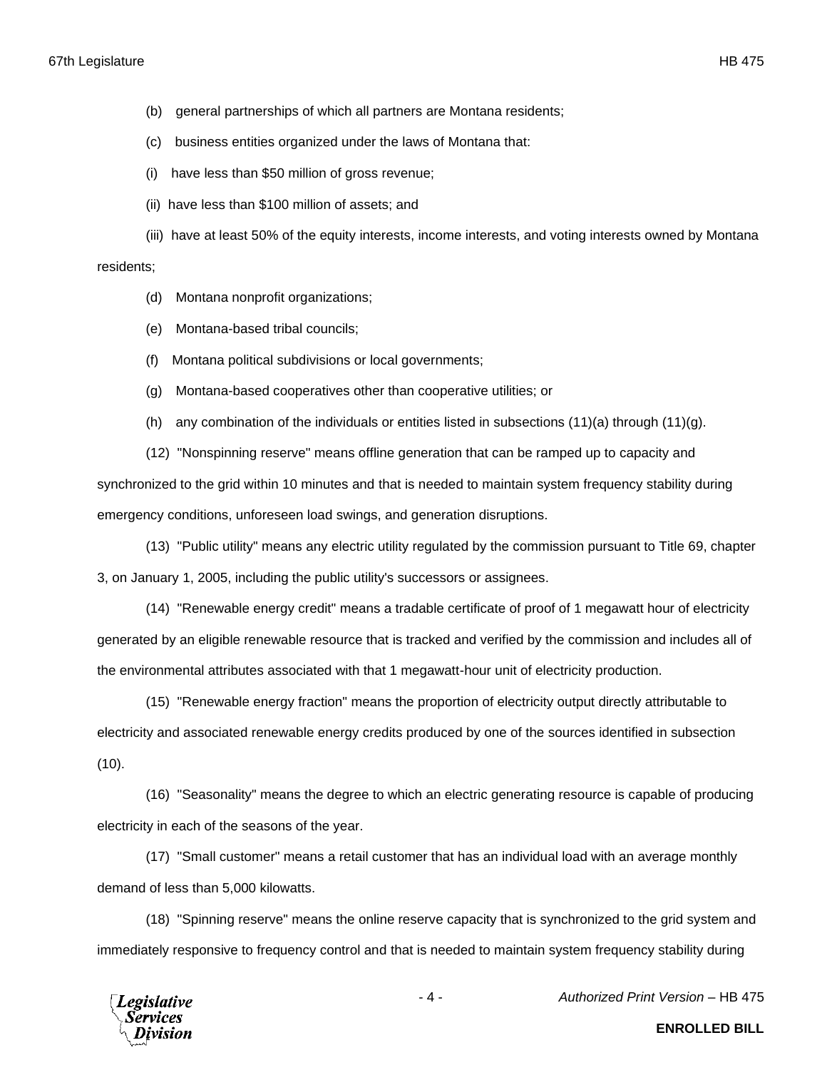(b) general partnerships of which all partners are Montana residents;

(c) business entities organized under the laws of Montana that:

(i) have less than $50 million of gross revenue;

(ii) have less than $100 million of assets; and

(iii) have at least 50% of the equity interests, income interests, and voting interests owned by Montana residents;

(d) Montana nonprofit organizations;

(e) Montana-based tribal councils;

(f) Montana political subdivisions or local governments;

(g) Montana-based cooperatives other than cooperative utilities; or

(h) any combination of the individuals or entities listed in subsections (11)(a) through (11)(g).

(12) "Nonspinning reserve" means offline generation that can be ramped up to capacity and synchronized to the grid within 10 minutes and that is needed to maintain system frequency stability during emergency conditions, unforeseen load swings, and generation disruptions.

(13) "Public utility" means any electric utility regulated by the commission pursuant to Title 69, chapter 3, on January 1, 2005, including the public utility's successors or assignees.

(14) "Renewable energy credit" means a tradable certificate of proof of 1 megawatt hour of electricity generated by an eligible renewable resource that is tracked and verified by the commission and includes all of the environmental attributes associated with that 1 megawatt-hour unit of electricity production.

(15) "Renewable energy fraction" means the proportion of electricity output directly attributable to electricity and associated renewable energy credits produced by one of the sources identified in subsection (10).

(16) "Seasonality" means the degree to which an electric generating resource is capable of producing electricity in each of the seasons of the year.

(17) "Small customer" means a retail customer that has an individual load with an average monthly demand of less than 5,000 kilowatts.

(18) "Spinning reserve" means the online reserve capacity that is synchronized to the grid system and immediately responsive to frequency control and that is needed to maintain system frequency stability during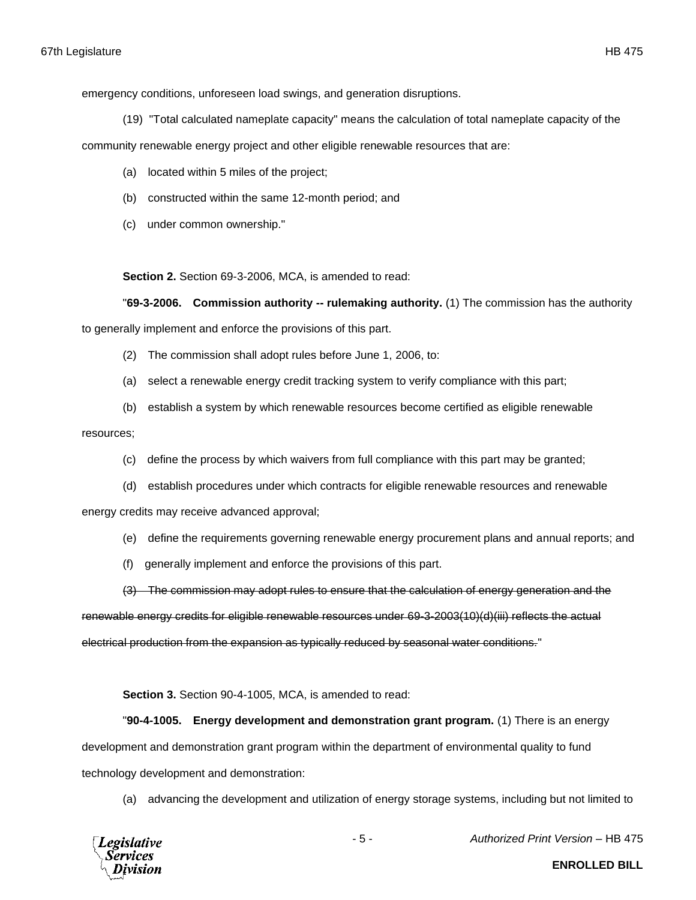emergency conditions, unforeseen load swings, and generation disruptions.

(19) "Total calculated nameplate capacity" means the calculation of total nameplate capacity of the community renewable energy project and other eligible renewable resources that are:

(a) located within 5 miles of the project;

(b) constructed within the same 12-month period; and

(c) under common ownership."

**Section 2.** Section 69-3-2006, MCA, is amended to read:

"**69-3-2006. Commission authority -- rulemaking authority.** (1) The commission has the authority to generally implement and enforce the provisions of this part.

(2) The commission shall adopt rules before June 1, 2006, to:

(a) select a renewable energy credit tracking system to verify compliance with this part;

(b) establish a system by which renewable resources become certified as eligible renewable resources;

(c) define the process by which waivers from full compliance with this part may be granted;

(d) establish procedures under which contracts for eligible renewable resources and renewable energy credits may receive advanced approval;

(e) define the requirements governing renewable energy procurement plans and annual reports; and

(f) generally implement and enforce the provisions of this part.

~~(3) The commission may adopt rules to ensure that the calculation of energy generation and the renewable energy credits for eligible renewable resources under 69-3-2003(10)(d)(iii) reflects the actual electrical production from the expansion as typically reduced by seasonal water conditions.~~"

**Section 3.** Section 90-4-1005, MCA, is amended to read:

"**90-4-1005. Energy development and demonstration grant program.** (1) There is an energy development and demonstration grant program within the department of environmental quality to fund technology development and demonstration:

(a) advancing the development and utilization of energy storage systems, including but not limited to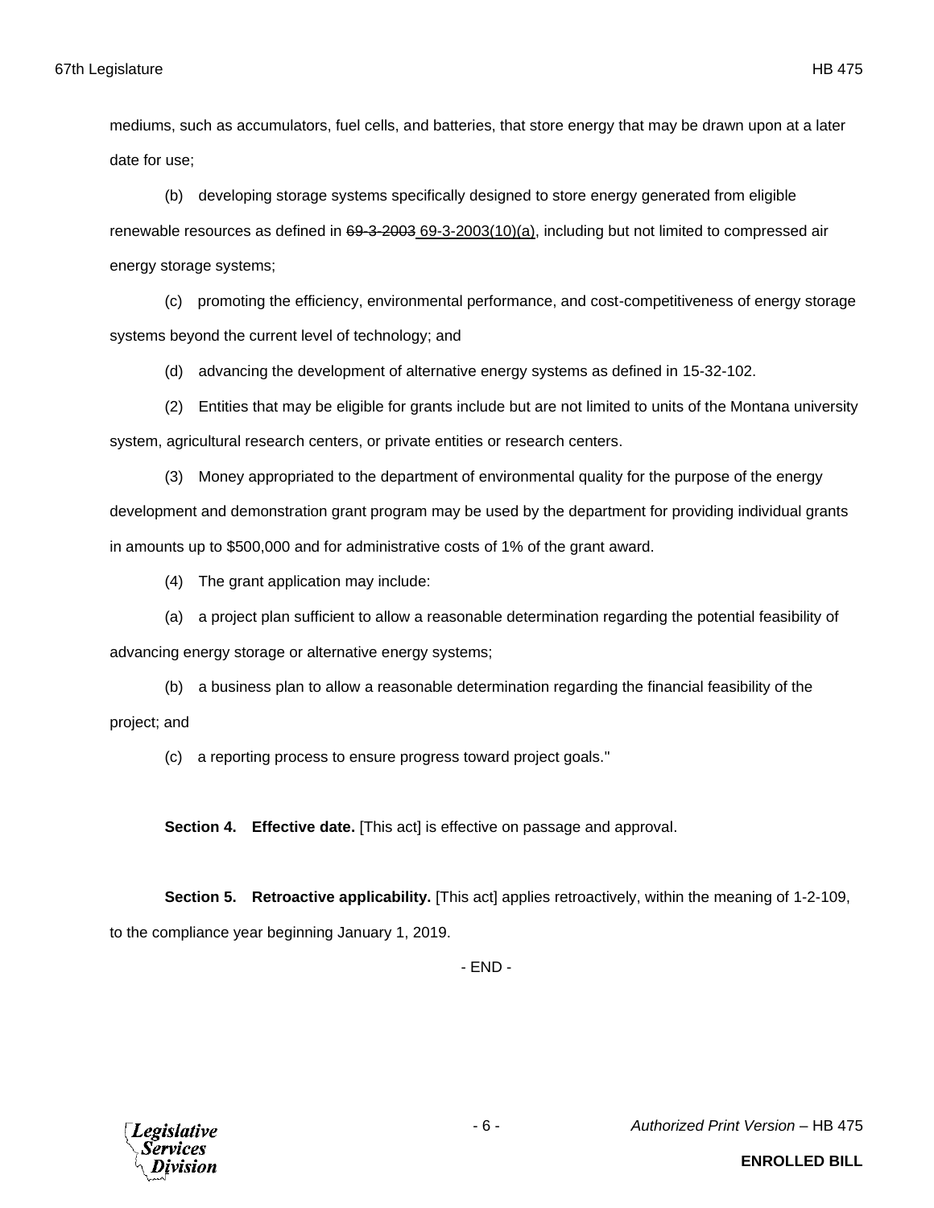mediums, such as accumulators, fuel cells, and batteries, that store energy that may be drawn upon at a later date for use;

(b) developing storage systems specifically designed to store energy generated from eligible renewable resources as defined in ~~69-3-2003~~ 69-3-2003(10)(a), including but not limited to compressed air energy storage systems;

(c) promoting the efficiency, environmental performance, and cost-competitiveness of energy storage systems beyond the current level of technology; and

(d) advancing the development of alternative energy systems as defined in 15-32-102.

(2) Entities that may be eligible for grants include but are not limited to units of the Montana university system, agricultural research centers, or private entities or research centers.

(3) Money appropriated to the department of environmental quality for the purpose of the energy development and demonstration grant program may be used by the department for providing individual grants in amounts up to $500,000 and for administrative costs of 1% of the grant award.

(4) The grant application may include:

(a) a project plan sufficient to allow a reasonable determination regarding the potential feasibility of advancing energy storage or alternative energy systems;

(b) a business plan to allow a reasonable determination regarding the financial feasibility of the project; and

(c) a reporting process to ensure progress toward project goals."

**Section 4. Effective date.** [This act] is effective on passage and approval.

**Section 5. Retroactive applicability.** [This act] applies retroactively, within the meaning of 1-2-109, to the compliance year beginning January 1, 2019.

- END -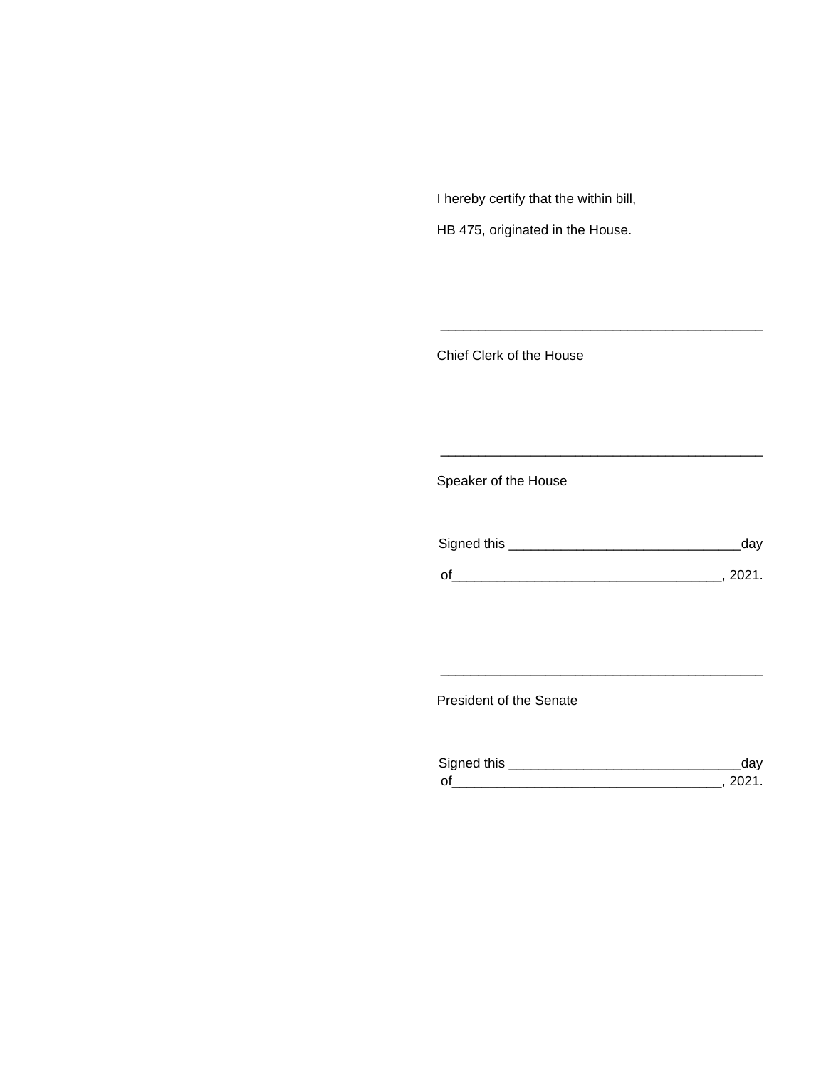I hereby certify that the within bill,

HB 475, originated in the House.

\_\_\_\_\_\_\_\_\_\_\_\_\_\_\_\_\_\_\_\_\_\_\_\_\_\_\_\_\_\_\_\_\_\_\_\_\_\_\_\_\_\_\_\_

Chief Clerk of the House

\_\_\_\_\_\_\_\_\_\_\_\_\_\_\_\_\_\_\_\_\_\_\_\_\_\_\_\_\_\_\_\_\_\_\_\_\_\_\_\_\_\_\_\_

Speaker of the House

Signed this \_\_\_\_\_\_\_\_\_\_\_\_\_\_\_\_\_\_\_\_\_\_\_\_\_\_\_\_\_\_\_day

of\_\_\_\_\_\_\_\_\_\_\_\_\_\_\_\_\_\_\_\_\_\_\_\_\_\_\_\_\_\_\_\_\_\_\_, 2021.

\_\_\_\_\_\_\_\_\_\_\_\_\_\_\_\_\_\_\_\_\_\_\_\_\_\_\_\_\_\_\_\_\_\_\_\_\_\_\_\_\_\_\_\_

President of the Senate

Signed this \_\_\_\_\_\_\_\_\_\_\_\_\_\_\_\_\_\_\_\_\_\_\_\_\_\_\_\_\_\_\_day

of\_\_\_\_\_\_\_\_\_\_\_\_\_\_\_\_\_\_\_\_\_\_\_\_\_\_\_\_\_\_\_\_\_\_\_, 2021.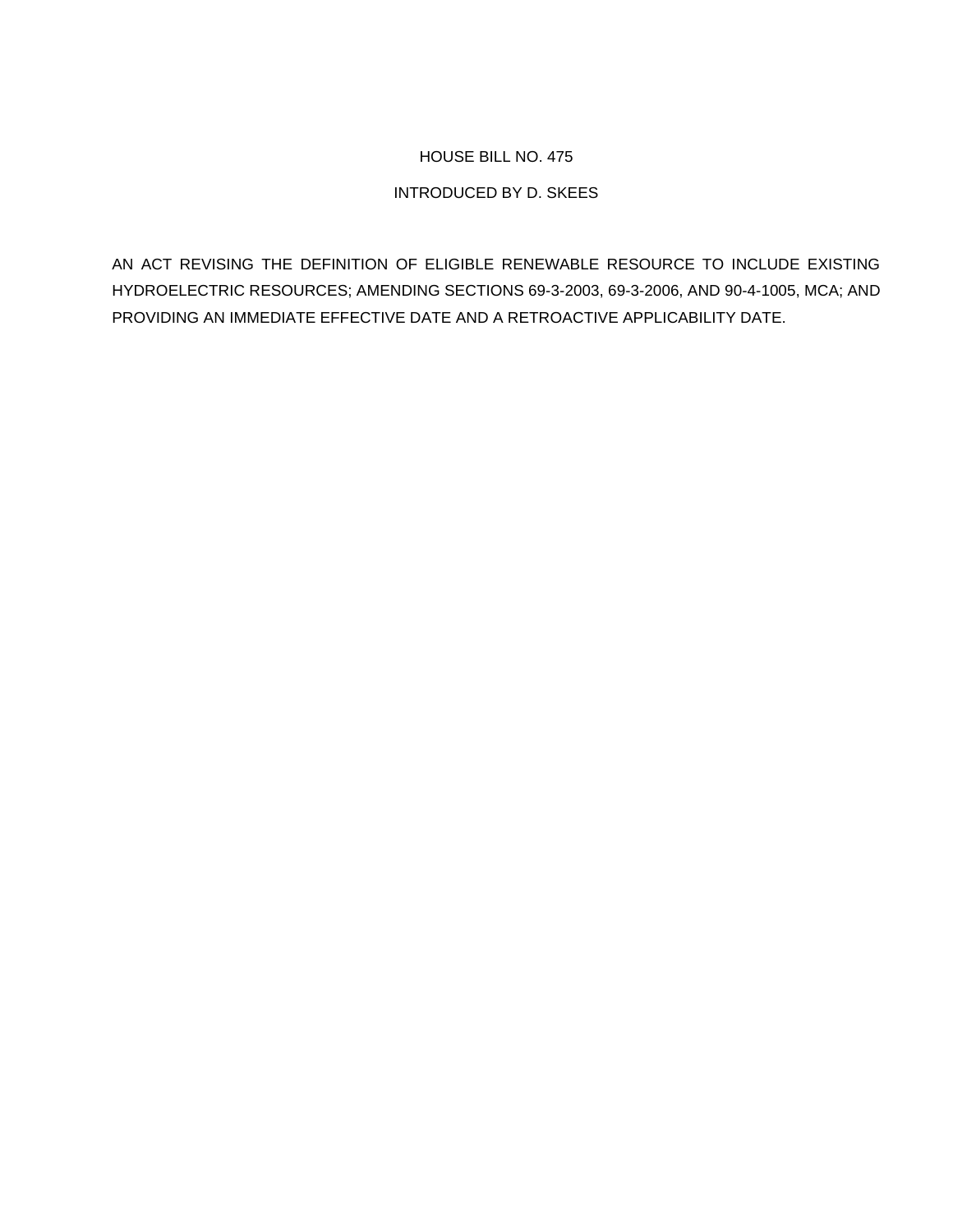HOUSE BILL NO. 475

INTRODUCED BY D. SKEES

AN ACT REVISING THE DEFINITION OF ELIGIBLE RENEWABLE RESOURCE TO INCLUDE EXISTING HYDROELECTRIC RESOURCES; AMENDING SECTIONS 69-3-2003, 69-3-2006, AND 90-4-1005, MCA; AND PROVIDING AN IMMEDIATE EFFECTIVE DATE AND A RETROACTIVE APPLICABILITY DATE.